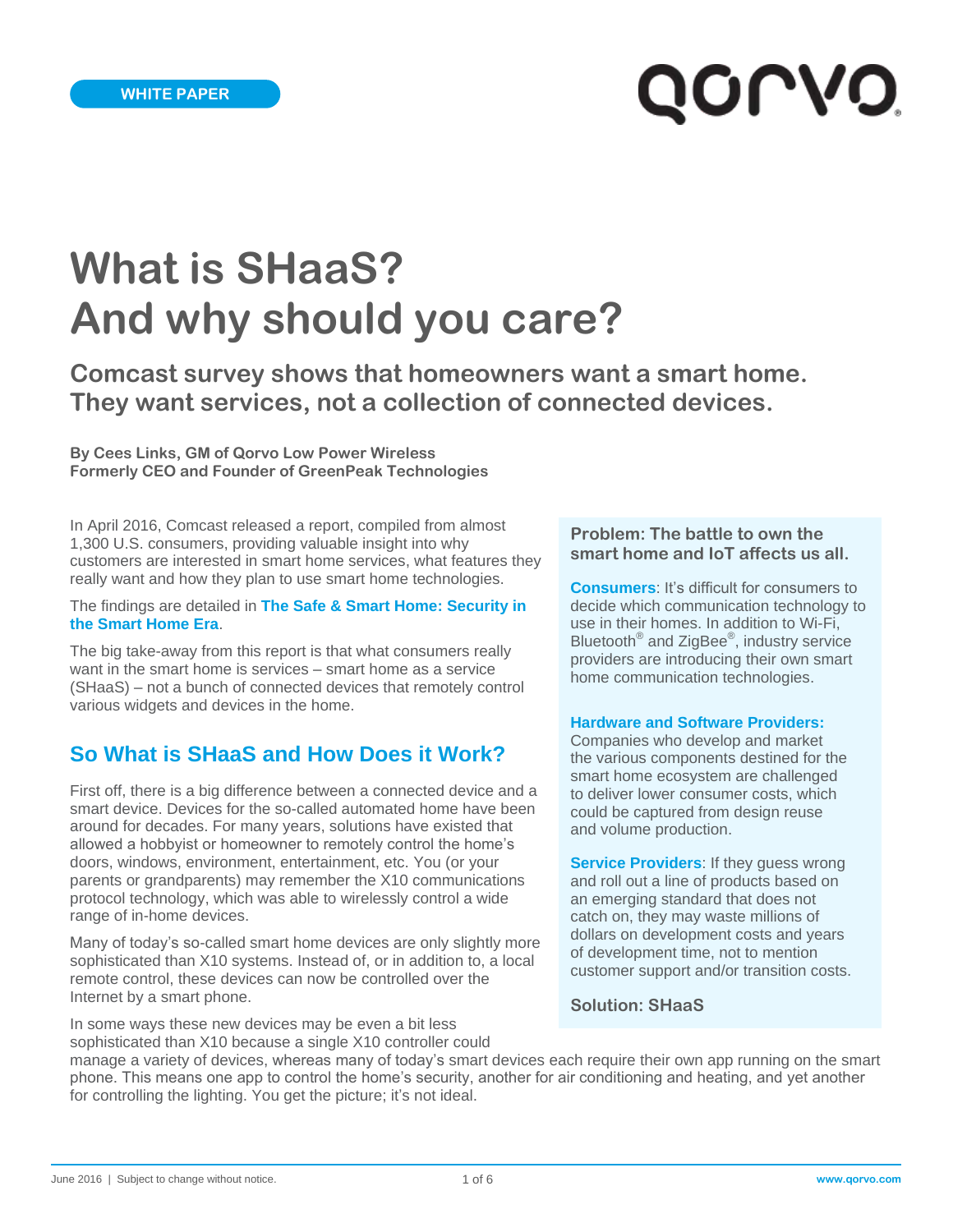WHITE PAPER

# What is SHaaS? And why should you care?

## Comcast survey shows that homeowners want a smart home. They want services, not a collection of connected devices.

**By Cees Links, GM of Qorvo Low Power Wireless**
**Formerly CEO and Founder of GreenPeak Technologies**

In April 2016, Comcast released a report, compiled from almost 1,300 U.S. consumers, providing valuable insight into why customers are interested in smart home services, what features they really want and how they plan to use smart home technologies.

The findings are detailed in **The Safe & Smart Home: Security in the Smart Home Era**.

The big take-away from this report is that what consumers really want in the smart home is services – smart home as a service (SHaaS) – not a bunch of connected devices that remotely control various widgets and devices in the home.

> **Problem: The battle to own the smart home and IoT affects us all.**
>
> **Consumers**: It's difficult for consumers to decide which communication technology to use in their homes. In addition to Wi-Fi, Bluetooth® and ZigBee®, industry service providers are introducing their own smart home communication technologies.
>
> **Hardware and Software Providers:** Companies who develop and market the various components destined for the smart home ecosystem are challenged to deliver lower consumer costs, which could be captured from design reuse and volume production.
>
> **Service Providers**: If they guess wrong and roll out a line of products based on an emerging standard that does not catch on, they may waste millions of dollars on development costs and years of development time, not to mention customer support and/or transition costs.
>
> **Solution: SHaaS**

## So What is SHaaS and How Does it Work?

First off, there is a big difference between a connected device and a smart device. Devices for the so-called automated home have been around for decades. For many years, solutions have existed that allowed a hobbyist or homeowner to remotely control the home's doors, windows, environment, entertainment, etc. You (or your parents or grandparents) may remember the X10 communications protocol technology, which was able to wirelessly control a wide range of in-home devices.

Many of today's so-called smart home devices are only slightly more sophisticated than X10 systems. Instead of, or in addition to, a local remote control, these devices can now be controlled over the Internet by a smart phone.

In some ways these new devices may be even a bit less sophisticated than X10 because a single X10 controller could manage a variety of devices, whereas many of today's smart devices each require their own app running on the smart phone. This means one app to control the home's security, another for air conditioning and heating, and yet another for controlling the lighting. You get the picture; it's not ideal.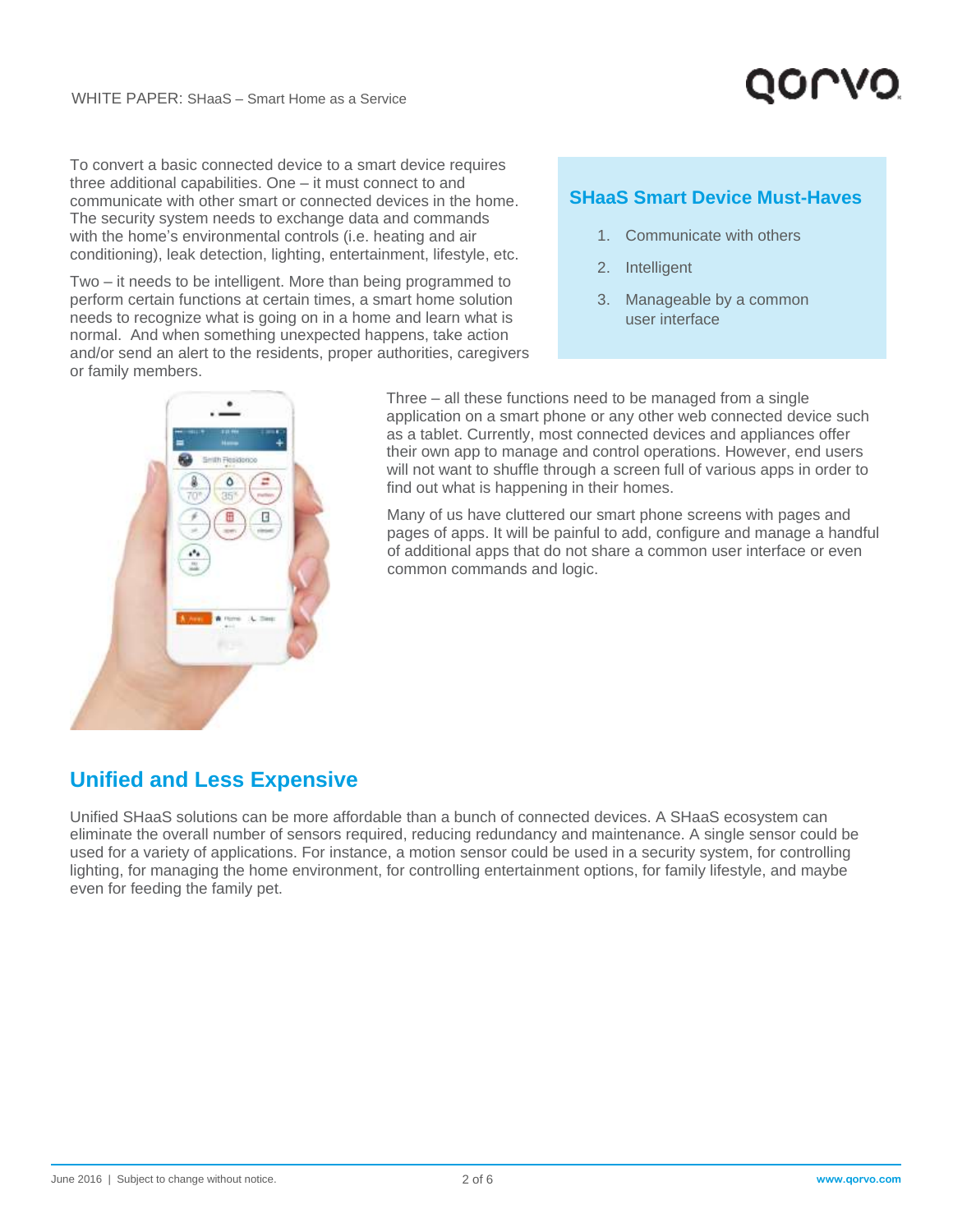To convert a basic connected device to a smart device requires three additional capabilities. One – it must connect to and communicate with other smart or connected devices in the home. The security system needs to exchange data and commands with the home's environmental controls (i.e. heating and air conditioning), leak detection, lighting, entertainment, lifestyle, etc.

Two – it needs to be intelligent. More than being programmed to perform certain functions at certain times, a smart home solution needs to recognize what is going on in a home and learn what is normal. And when something unexpected happens, take action and/or send an alert to the residents, proper authorities, caregivers or family members.

### SHaaS Smart Device Must-Haves

1. Communicate with others
2. Intelligent
3. Manageable by a common user interface

Three – all these functions need to be managed from a single application on a smart phone or any other web connected device such as a tablet. Currently, most connected devices and appliances offer their own app to manage and control operations. However, end users will not want to shuffle through a screen full of various apps in order to find out what is happening in their homes.

Many of us have cluttered our smart phone screens with pages and pages of apps. It will be painful to add, configure and manage a handful of additional apps that do not share a common user interface or even common commands and logic.

## Unified and Less Expensive

Unified SHaaS solutions can be more affordable than a bunch of connected devices. A SHaaS ecosystem can eliminate the overall number of sensors required, reducing redundancy and maintenance. A single sensor could be used for a variety of applications. For instance, a motion sensor could be used in a security system, for controlling lighting, for managing the home environment, for controlling entertainment options, for family lifestyle, and maybe even for feeding the family pet.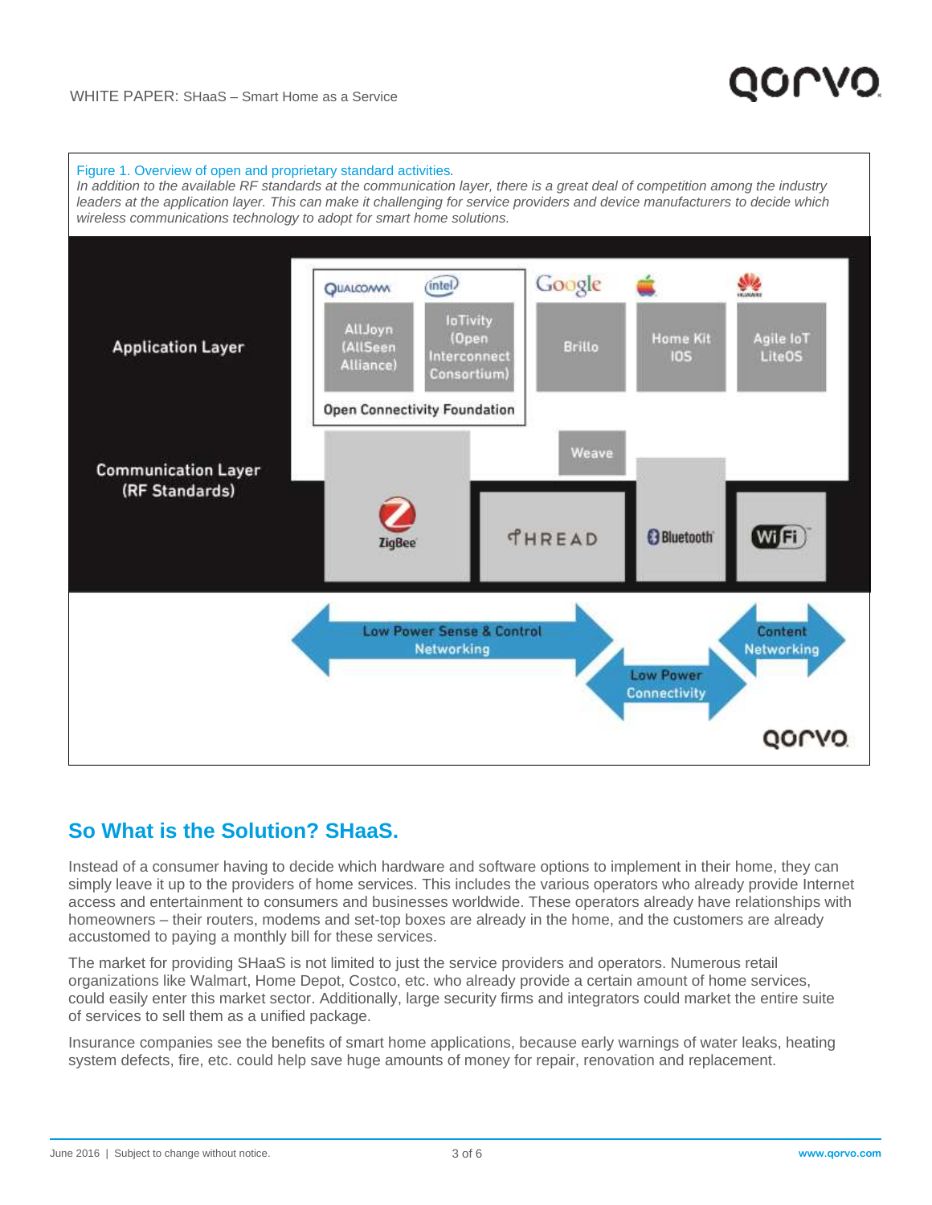Figure 1. Overview of open and proprietary standard activities.

*In addition to the available RF standards at the communication layer, there is a great deal of competition among the industry leaders at the application layer. This can make it challenging for service providers and device manufacturers to decide which wireless communications technology to adopt for smart home solutions.*

## So What is the Solution? SHaaS.

Instead of a consumer having to decide which hardware and software options to implement in their home, they can simply leave it up to the providers of home services. This includes the various operators who already provide Internet access and entertainment to consumers and businesses worldwide. These operators already have relationships with homeowners – their routers, modems and set-top boxes are already in the home, and the customers are already accustomed to paying a monthly bill for these services.

The market for providing SHaaS is not limited to just the service providers and operators. Numerous retail organizations like Walmart, Home Depot, Costco, etc. who already provide a certain amount of home services, could easily enter this market sector. Additionally, large security firms and integrators could market the entire suite of services to sell them as a unified package.

Insurance companies see the benefits of smart home applications, because early warnings of water leaks, heating system defects, fire, etc. could help save huge amounts of money for repair, renovation and replacement.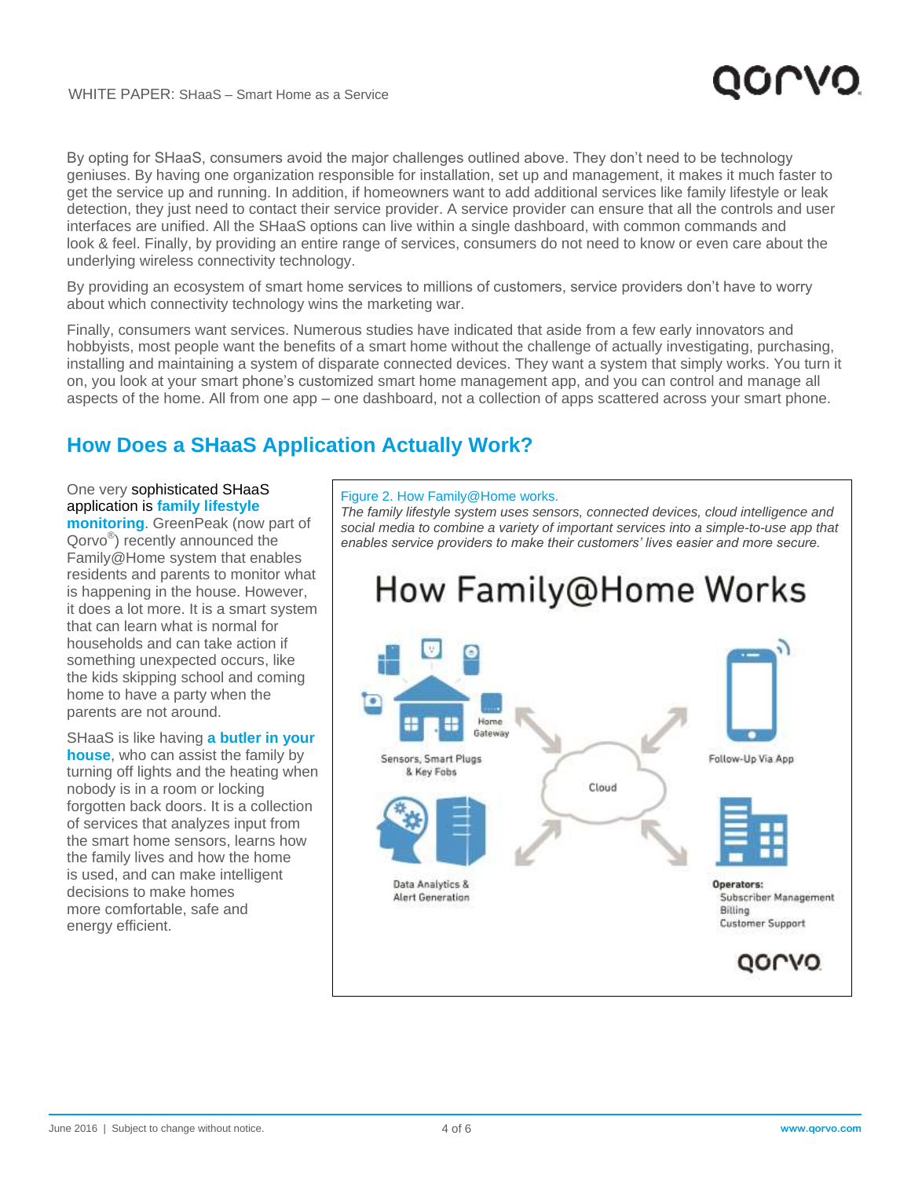By opting for SHaaS, consumers avoid the major challenges outlined above. They don't need to be technology geniuses. By having one organization responsible for installation, set up and management, it makes it much faster to get the service up and running. In addition, if homeowners want to add additional services like family lifestyle or leak detection, they just need to contact their service provider. A service provider can ensure that all the controls and user interfaces are unified. All the SHaaS options can live within a single dashboard, with common commands and look & feel. Finally, by providing an entire range of services, consumers do not need to know or even care about the underlying wireless connectivity technology.

By providing an ecosystem of smart home services to millions of customers, service providers don't have to worry about which connectivity technology wins the marketing war.

Finally, consumers want services. Numerous studies have indicated that aside from a few early innovators and hobbyists, most people want the benefits of a smart home without the challenge of actually investigating, purchasing, installing and maintaining a system of disparate connected devices. They want a system that simply works. You turn it on, you look at your smart phone's customized smart home management app, and you can control and manage all aspects of the home. All from one app – one dashboard, not a collection of apps scattered across your smart phone.

## How Does a SHaaS Application Actually Work?

One very sophisticated SHaaS application is **family lifestyle monitoring**. GreenPeak (now part of Qorvo®) recently announced the Family@Home system that enables residents and parents to monitor what is happening in the house. However, it does a lot more. It is a smart system that can learn what is normal for households and can take action if something unexpected occurs, like the kids skipping school and coming home to have a party when the parents are not around.

SHaaS is like having **a butler in your house**, who can assist the family by turning off lights and the heating when nobody is in a room or locking forgotten back doors. It is a collection of services that analyzes input from the smart home sensors, learns how the family lives and how the home is used, and can make intelligent decisions to make homes more comfortable, safe and energy efficient.

Figure 2. How Family@Home works.

*The family lifestyle system uses sensors, connected devices, cloud intelligence and social media to combine a variety of important services into a simple-to-use app that enables service providers to make their customers' lives easier and more secure.*

How Family@Home Works

Sensors, Smart Plugs & Key Fobs — Home Gateway — Cloud — Follow-Up Via App — Data Analytics & Alert Generation — Operators: Subscriber Management, Billing, Customer Support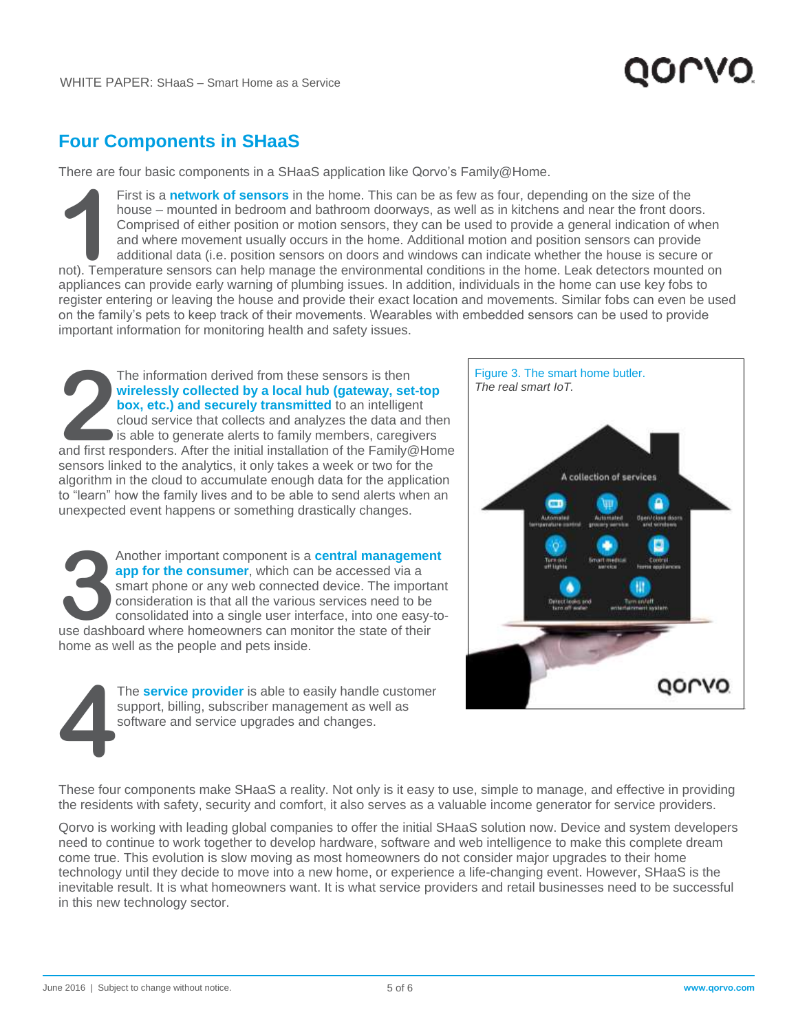## Four Components in SHaaS

There are four basic components in a SHaaS application like Qorvo's Family@Home.

**1** First is a **network of sensors** in the home. This can be as few as four, depending on the size of the house – mounted in bedroom and bathroom doorways, as well as in kitchens and near the front doors. Comprised of either position or motion sensors, they can be used to provide a general indication of when and where movement usually occurs in the home. Additional motion and position sensors can provide additional data (i.e. position sensors on doors and windows can indicate whether the house is secure or not). Temperature sensors can help manage the environmental conditions in the home. Leak detectors mounted on appliances can provide early warning of plumbing issues. In addition, individuals in the home can use key fobs to register entering or leaving the house and provide their exact location and movements. Similar fobs can even be used on the family's pets to keep track of their movements. Wearables with embedded sensors can be used to provide important information for monitoring health and safety issues.

**2** The information derived from these sensors is then **wirelessly collected by a local hub (gateway, set-top box, etc.) and securely transmitted** to an intelligent cloud service that collects and analyzes the data and then is able to generate alerts to family members, caregivers and first responders. After the initial installation of the Family@Home sensors linked to the analytics, it only takes a week or two for the algorithm in the cloud to accumulate enough data for the application to "learn" how the family lives and to be able to send alerts when an unexpected event happens or something drastically changes.

**3** Another important component is a **central management app for the consumer**, which can be accessed via a smart phone or any web connected device. The important consideration is that all the various services need to be consolidated into a single user interface, into one easy-to-use dashboard where homeowners can monitor the state of their home as well as the people and pets inside.

**4** The **service provider** is able to easily handle customer support, billing, subscriber management as well as software and service upgrades and changes.

Figure 3. The smart home butler.
*The real smart IoT.*

These four components make SHaaS a reality. Not only is it easy to use, simple to manage, and effective in providing the residents with safety, security and comfort, it also serves as a valuable income generator for service providers.

Qorvo is working with leading global companies to offer the initial SHaaS solution now. Device and system developers need to continue to work together to develop hardware, software and web intelligence to make this complete dream come true. This evolution is slow moving as most homeowners do not consider major upgrades to their home technology until they decide to move into a new home, or experience a life-changing event. However, SHaaS is the inevitable result. It is what homeowners want. It is what service providers and retail businesses need to be successful in this new technology sector.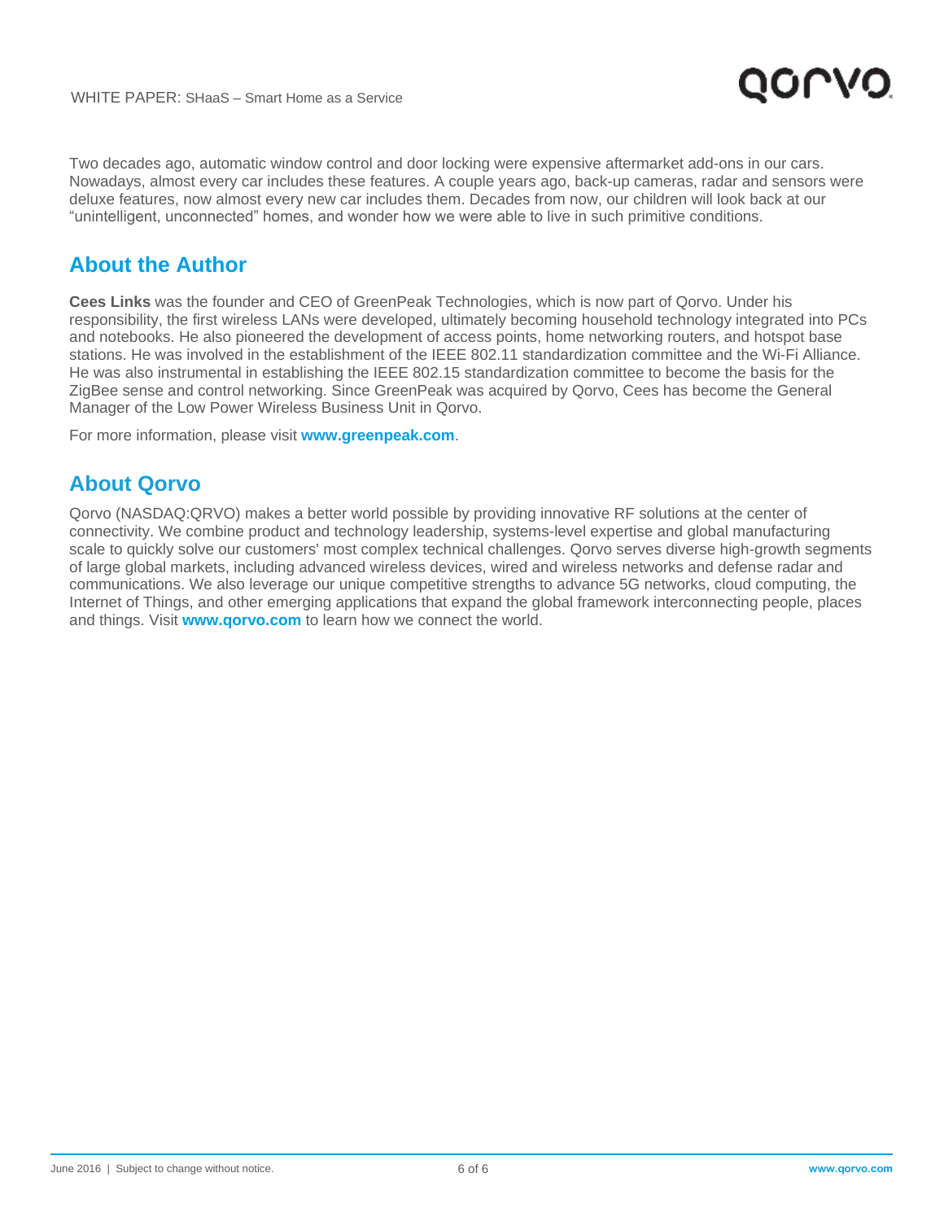Two decades ago, automatic window control and door locking were expensive aftermarket add-ons in our cars. Nowadays, almost every car includes these features. A couple years ago, back-up cameras, radar and sensors were deluxe features, now almost every new car includes them. Decades from now, our children will look back at our "unintelligent, unconnected" homes, and wonder how we were able to live in such primitive conditions.

## About the Author

**Cees Links** was the founder and CEO of GreenPeak Technologies, which is now part of Qorvo. Under his responsibility, the first wireless LANs were developed, ultimately becoming household technology integrated into PCs and notebooks. He also pioneered the development of access points, home networking routers, and hotspot base stations. He was involved in the establishment of the IEEE 802.11 standardization committee and the Wi-Fi Alliance. He was also instrumental in establishing the IEEE 802.15 standardization committee to become the basis for the ZigBee sense and control networking. Since GreenPeak was acquired by Qorvo, Cees has become the General Manager of the Low Power Wireless Business Unit in Qorvo.

For more information, please visit **www.greenpeak.com**.

## About Qorvo

Qorvo (NASDAQ:QRVO) makes a better world possible by providing innovative RF solutions at the center of connectivity. We combine product and technology leadership, systems-level expertise and global manufacturing scale to quickly solve our customers' most complex technical challenges. Qorvo serves diverse high-growth segments of large global markets, including advanced wireless devices, wired and wireless networks and defense radar and communications. We also leverage our unique competitive strengths to advance 5G networks, cloud computing, the Internet of Things, and other emerging applications that expand the global framework interconnecting people, places and things. Visit **www.qorvo.com** to learn how we connect the world.